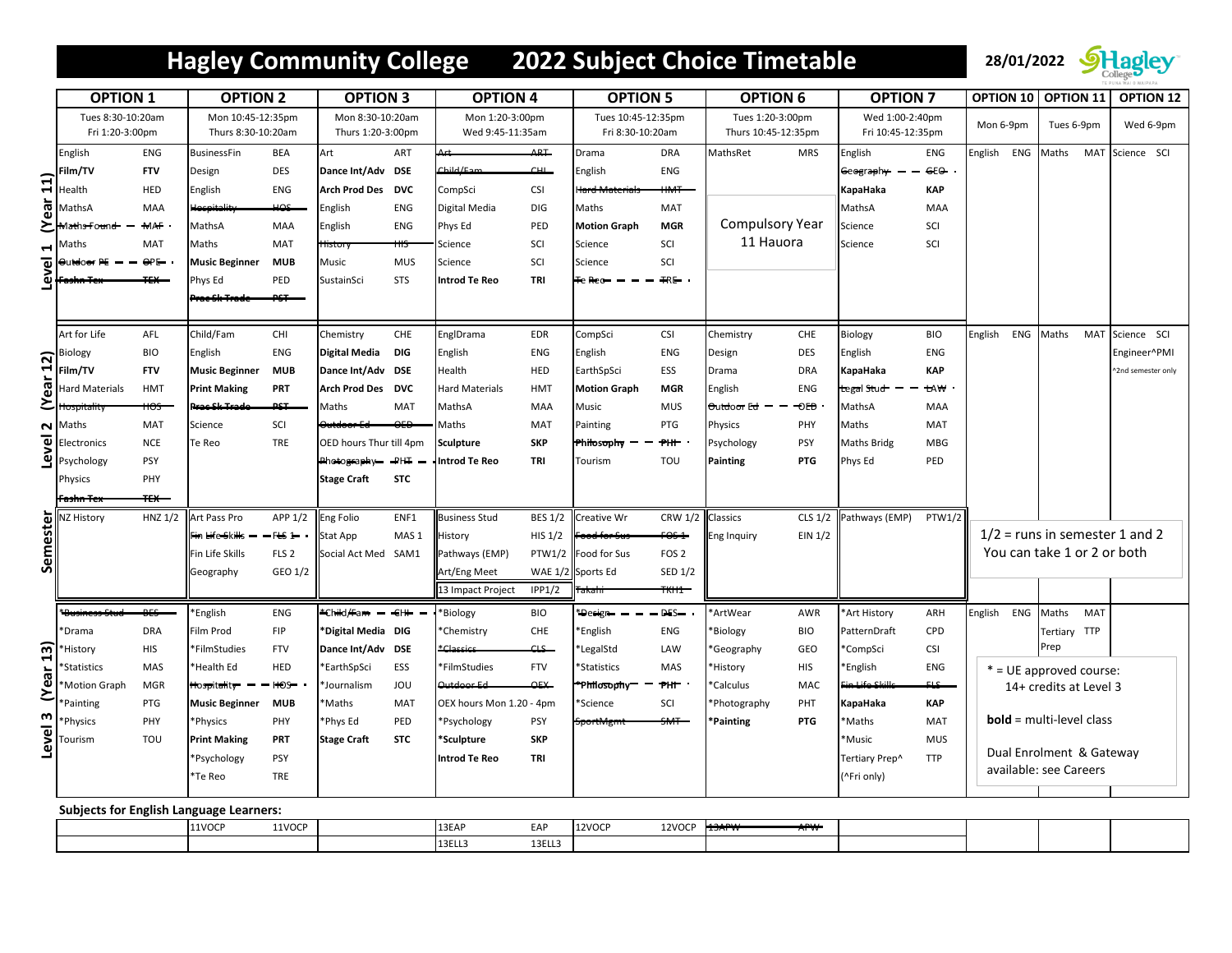# Hagley Community College 2022 Subject Choice Timetable

28/01/2022

| | OPTION 1 | OPTION 2 | OPTION 3 | OPTION 4 | OPTION 5 | OPTION 6 | OPTION 7 | OPTION 10 | OPTION 11 | OPTION 12 |
|---|---|---|---|---|---|---|---|---|---|---|
| | Tues 8:30-10:20am Fri 1:20-3:00pm | Mon 10:45-12:35pm Thurs 8:30-10:20am | Mon 8:30-10:20am Thurs 1:20-3:00pm | Mon 1:20-3:00pm Wed 9:45-11:35am | Tues 10:45-12:35pm Fri 8:30-10:20am | Tues 1:20-3:00pm Thurs 10:45-12:35pm | Wed 1:00-2:40pm Fri 10:45-12:35pm | Mon 6-9pm | Tues 6-9pm | Wed 6-9pm |
| **Level 1 (Year 11)** | English ENG | BusinessFin BEA | Art ART | ~~Art ART~~ | Drama DRA | MathsRet MRS | English ENG | English ENG | Maths MAT | Science SCI |
| | **Film/TV FTV** | Design DES | **Dance Int/Adv DSE** | ~~Child/Fam CHI~~ | English ENG | Compulsory Year 11 Hauora | ~~Geography GEO~~ | | | |
| | Health HED | English ENG | **Arch Prod Des DVC** | CompSci CSI | ~~Hard Materials HMT~~ | | **KapaHaka KAP** | | | |
| | MathsA MAA | ~~Hospitality HOS~~ | English ENG | Digital Media DIG | Maths MAT | | MathsA MAA | | | |
| | ~~Maths Found MAF~~ | MathsA MAA | English ENG | Phys Ed PED | **Motion Graph MGR** | | Science SCI | | | |
| | Maths MAT | Maths MAT | ~~History HIS~~ | Science SCI | Science SCI | | Science SCI | | | |
| | ~~Outdoor PE OPE~~ | **Music Beginner MUB** | Music MUS | Science SCI | Science SCI | | | | | |
| | ~~Fashn Tex TEX~~ | Phys Ed PED | SustainSci STS | **Introd Te Reo TRI** | ~~Te Reo TRE~~ | | | | | |
| | | ~~Prac Sk Trade PST~~ | | | | | | | | |
| **Level 2 (Year 12)** | Art for Life AFL | Child/Fam CHI | Chemistry CHE | EnglDrama EDR | CompSci CSI | Chemistry CHE | Biology BIO | English ENG | Maths MAT | Science SCI |
| | Biology BIO | English ENG | **Digital Media DIG** | English ENG | English ENG | Design DES | English ENG | | | Engineer^PMI |
| | **Film/TV FTV** | **Music Beginner MUB** | **Dance Int/Adv DSE** | Health HED | EarthSpSci ESS | Drama DRA | **KapaHaka KAP** | | | ^2nd semester only |
| | Hard Materials HMT | **Print Making PRT** | **Arch Prod Des DVC** | Hard Materials HMT | **Motion Graph MGR** | English ENG | ~~Legal Stud LAW~~ | | | |
| | ~~Hospitality HOS~~ | ~~Prac Sk Trade PST~~ | Maths MAT | MathsA MAA | Music MUS | ~~Outdoor Ed OED~~ | MathsA MAA | | | |
| | Maths MAT | Science SCI | ~~Outdoor Ed OED~~ | Maths MAT | Painting PTG | Physics PHY | Maths MAT | | | |
| | Electronics NCE | Te Reo TRE | OED hours Thur till 4pm | **Sculpture SKP** | ~~Philosophy PHI~~ | Psychology PSY | Maths Bridg MBG | | | |
| | Psychology PSY | | ~~Photography PHT~~ | **Introd Te Reo TRI** | Tourism TOU | **Painting PTG** | Phys Ed PED | | | |
| | Physics PHY | | **Stage Craft STC** | | | | | | | |
| | ~~Fashn Tex TEX~~ | | | | | | | | | |
| **Semester** | NZ History HNZ 1/2 | Art Pass Pro APP 1/2 | Eng Folio ENF1 | Business Stud BES 1/2 | Creative Wr CRW 1/2 | Classics CLS 1/2 | Pathways (EMP) PTW1/2 | 1/2 = runs in semester 1 and 2 You can take 1 or 2 or both | | |
| | | ~~Fin Life Skills FLS 1~~ | Stat App MAS 1 | History HIS 1/2 | ~~Food for Sus FOS 1~~ | Eng Inquiry EIN 1/2 | | | | |
| | | Fin Life Skills FLS 2 | Social Act Med SAM1 | Pathways (EMP) PTW1/2 | Food for Sus FOS 2 | | | | | |
| | | Geography GEO 1/2 | | Art/Eng Meet WAE 1/2 | Sports Ed SED 1/2 | | | | | |
| | | | | 13 Impact Project IPP1/2 | ~~Takahi TKH1~~ | | | | | |
| **Level 3 (Year 13)** | ~~*Business Stud BES~~ | *English ENG | ~~*Child/Fam CHI~~ | *Biology BIO | ~~*Design DES~~ | *ArtWear AWR | *Art History ARH | English ENG | Maths MAT | |
| | *Drama DRA | Film Prod FIP | ***Digital Media DIG** | *Chemistry CHE | *English ENG | *Biology BIO | PatternDraft CPD | | Tertiary Prep TTP | |
| | *History HIS | *FilmStudies FTV | **Dance Int/Adv DSE** | ~~*Classics CLS~~ | *LegalStd LAW | *Geography GEO | *CompSci CSI | | | |
| | *Statistics MAS | *Health Ed HED | *EarthSpSci ESS | *FilmStudies FTV | *Statistics MAS | *History HIS | *English ENG | * = UE approved course: 14+ credits at Level 3 | | |
| | *Motion Graph MGR | ~~Hospitality HOS~~ | *Journalism JOU | ~~Outdoor Ed OEX~~ | ~~*Philosophy PHI~~ | *Calculus MAC | ~~Fin Life Skills FLS~~ | | | |
| | *Painting PTG | **Music Beginner MUB** | *Maths MAT | OEX hours Mon 1.20 - 4pm | *Science SCI | *Photography PHT | **KapaHaka KAP** | | | |
| | *Physics PHY | *Physics PHY | *Phys Ed PED | *Psychology PSY | ~~SportMgmt SMT~~ | ***Painting PTG** | *Maths MAT | **bold** = multi-level class | | |
| | Tourism TOU | **Print Making PRT** | **Stage Craft STC** | ***Sculpture SKP** | | | *Music MUS | Dual Enrolment & Gateway available: see Careers | | |
| | | *Psychology PSY | | **Introd Te Reo TRI** | | | Tertiary Prep^ TTP | | | |
| | | *Te Reo TRE | | | | | (^Fri only) | | | |

**Subjects for English Language Learners:**

| | | | | | | | | |
|---|---|---|---|---|---|---|---|---|
| | 11VOCP 11VOCP | | 13EAP EAP | 12VOCP 12VOCP | ~~13APW APW~~ | | | |
| | | | 13ELL3 13ELL3 | | | | | |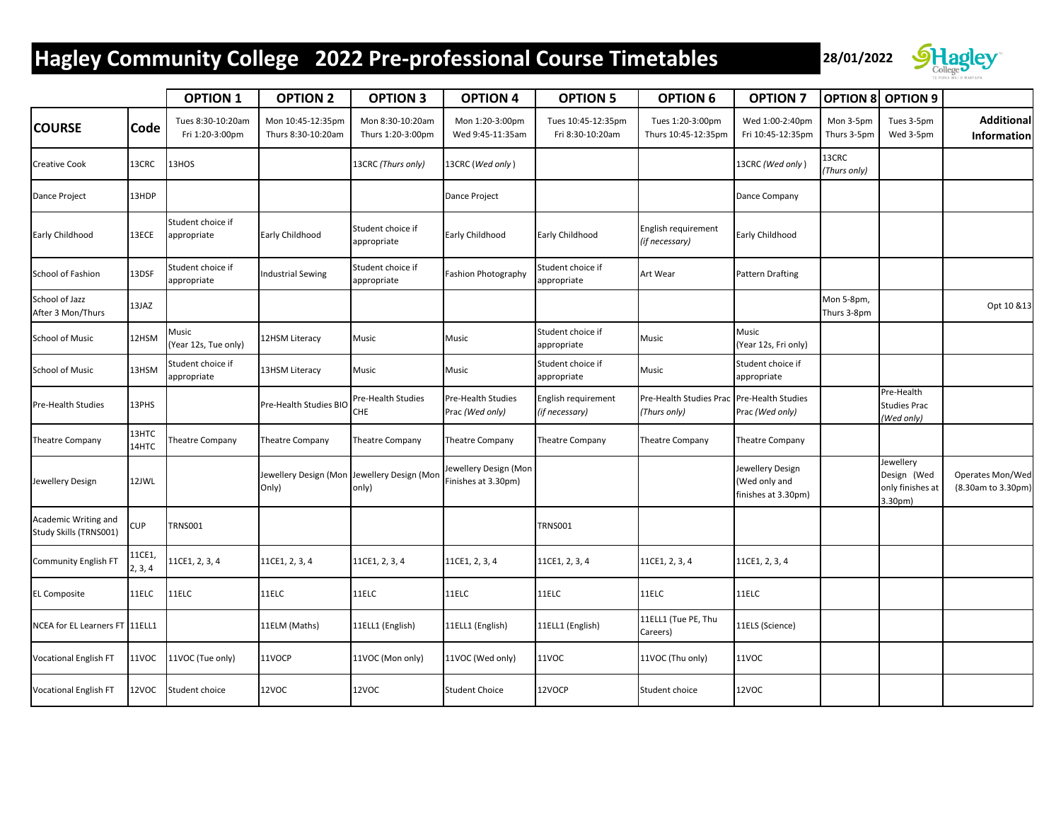# Hagley Community College 2022 Pre-professional Course Timetables

28/01/2022

| | | OPTION 1 | OPTION 2 | OPTION 3 | OPTION 4 | OPTION 5 | OPTION 6 | OPTION 7 | OPTION 8 | OPTION 9 | |
|---|---|---|---|---|---|---|---|---|---|---|---|
| **COURSE** | **Code** | Tues 8:30-10:20am Fri 1:20-3:00pm | Mon 10:45-12:35pm Thurs 8:30-10:20am | Mon 8:30-10:20am Thurs 1:20-3:00pm | Mon 1:20-3:00pm Wed 9:45-11:35am | Tues 10:45-12:35pm Fri 8:30-10:20am | Tues 1:20-3:00pm Thurs 10:45-12:35pm | Wed 1:00-2:40pm Fri 10:45-12:35pm | Mon 3-5pm Thurs 3-5pm | Tues 3-5pm Wed 3-5pm | **Additional Information** |
| Creative Cook | 13CRC | 13HOS | | 13CRC *(Thurs only)* | 13CRC (*Wed only*) | | | 13CRC (*Wed only*) | 13CRC *(Thurs only)* | | |
| Dance Project | 13HDP | | | | Dance Project | | | Dance Company | | | |
| Early Childhood | 13ECE | Student choice if appropriate | Early Childhood | Student choice if appropriate | Early Childhood | Early Childhood | English requirement *(if necessary)* | Early Childhood | | | |
| School of Fashion | 13DSF | Student choice if appropriate | Industrial Sewing | Student choice if appropriate | Fashion Photography | Student choice if appropriate | Art Wear | Pattern Drafting | | | |
| School of Jazz After 3 Mon/Thurs | 13JAZ | | | | | | | | Mon 5-8pm, Thurs 3-8pm | | Opt 10 &13 |
| School of Music | 12HSM | Music (Year 12s, Tue only) | 12HSM Literacy | Music | Music | Student choice if appropriate | Music | Music (Year 12s, Fri only) | | | |
| School of Music | 13HSM | Student choice if appropriate | 13HSM Literacy | Music | Music | Student choice if appropriate | Music | Student choice if appropriate | | | |
| Pre-Health Studies | 13PHS | | Pre-Health Studies BIO | Pre-Health Studies CHE | Pre-Health Studies Prac *(Wed only)* | English requirement *(if necessary)* | Pre-Health Studies Prac *(Thurs only)* | Pre-Health Studies Prac *(Wed only)* | | Pre-Health Studies Prac *(Wed only)* | |
| Theatre Company | 13HTC 14HTC | Theatre Company | Theatre Company | Theatre Company | Theatre Company | Theatre Company | Theatre Company | Theatre Company | | | |
| Jewellery Design | 12JWL | | Jewellery Design (Mon Only) | Jewellery Design (Mon only) | Jewellery Design (Mon Finishes at 3.30pm) | | | Jewellery Design (Wed only and finishes at 3.30pm) | | Jewellery Design (Wed only finishes at 3.30pm) | Operates Mon/Wed (8.30am to 3.30pm) |
| Academic Writing and Study Skills (TRNS001) | CUP | TRNS001 | | | | TRNS001 | | | | | |
| Community English FT | 11CE1, 2, 3, 4 | 11CE1, 2, 3, 4 | 11CE1, 2, 3, 4 | 11CE1, 2, 3, 4 | 11CE1, 2, 3, 4 | 11CE1, 2, 3, 4 | 11CE1, 2, 3, 4 | 11CE1, 2, 3, 4 | | | |
| EL Composite | 11ELC | 11ELC | 11ELC | 11ELC | 11ELC | 11ELC | 11ELC | 11ELC | | | |
| NCEA for EL Learners FT | 11ELL1 | | 11ELM (Maths) | 11ELL1 (English) | 11ELL1 (English) | 11ELL1 (English) | 11ELL1 (Tue PE, Thu Careers) | 11ELS (Science) | | | |
| Vocational English FT | 11VOC | 11VOC (Tue only) | 11VOCP | 11VOC (Mon only) | 11VOC (Wed only) | 11VOC | 11VOC (Thu only) | 11VOC | | | |
| Vocational English FT | 12VOC | Student choice | 12VOC | 12VOC | Student Choice | 12VOCP | Student choice | 12VOC | | | |